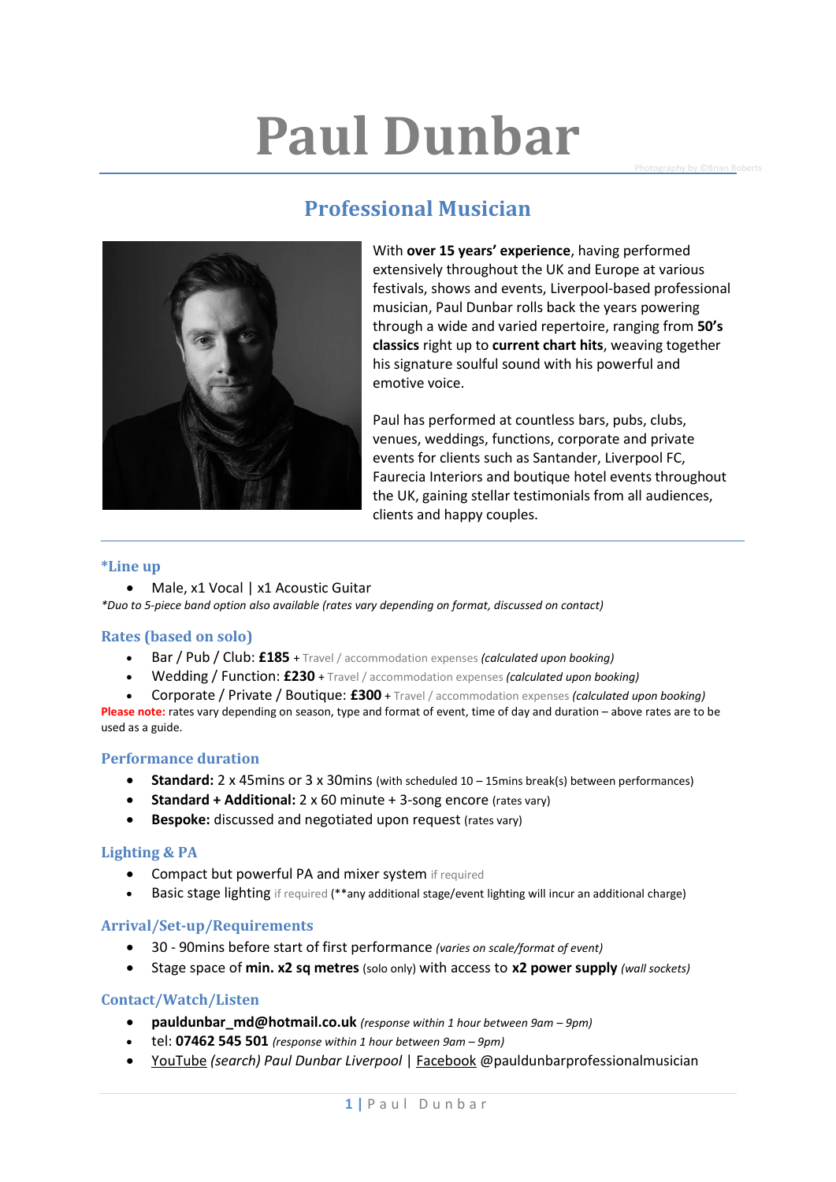# Paul Dunbar

Photography by ©Brian Roberts

## Professional Musician

With **over 15 years' experience**, having performed extensively throughout the UK and Europe at various festivals, shows and events, Liverpool-based professional musician, Paul Dunbar rolls back the years powering through a wide and varied repertoire, ranging from **50's classics** right up to **current chart hits**, weaving together his signature soulful sound with his powerful and emotive voice.

Paul has performed at countless bars, pubs, clubs, venues, weddings, functions, corporate and private events for clients such as Santander, Liverpool FC, Faurecia Interiors and boutique hotel events throughout the UK, gaining stellar testimonials from all audiences, clients and happy couples.

### *Line up

- Male, x1 Vocal | x1 Acoustic Guitar

*\*Duo to 5-piece band option also available (rates vary depending on format, discussed on contact)*

### Rates (based on solo)

- Bar / Pub / Club: **£185** + Travel / accommodation expenses *(calculated upon booking)*
- Wedding / Function: **£230** + Travel / accommodation expenses *(calculated upon booking)*
- Corporate / Private / Boutique: **£300** + Travel / accommodation expenses *(calculated upon booking)*

**Please note:** rates vary depending on season, type and format of event, time of day and duration – above rates are to be used as a guide.

### Performance duration

- **Standard:** 2 x 45mins or 3 x 30mins (with scheduled 10 – 15mins break(s) between performances)
- **Standard + Additional:** 2 x 60 minute + 3-song encore (rates vary)
- **Bespoke:** discussed and negotiated upon request (rates vary)

### Lighting & PA

- Compact but powerful PA and mixer system if required
- Basic stage lighting if required (**any additional stage/event lighting will incur an additional charge)

### Arrival/Set-up/Requirements

- 30 - 90mins before start of first performance *(varies on scale/format of event)*
- Stage space of **min. x2 sq metres** (solo only) with access to **x2 power supply** *(wall sockets)*

### Contact/Watch/Listen

- **pauldunbar_md@hotmail.co.uk** *(response within 1 hour between 9am – 9pm)*
- tel: **07462 545 501** *(response within 1 hour between 9am – 9pm)*
- YouTube *(search) Paul Dunbar Liverpool* | Facebook @pauldunbarprofessionalmusician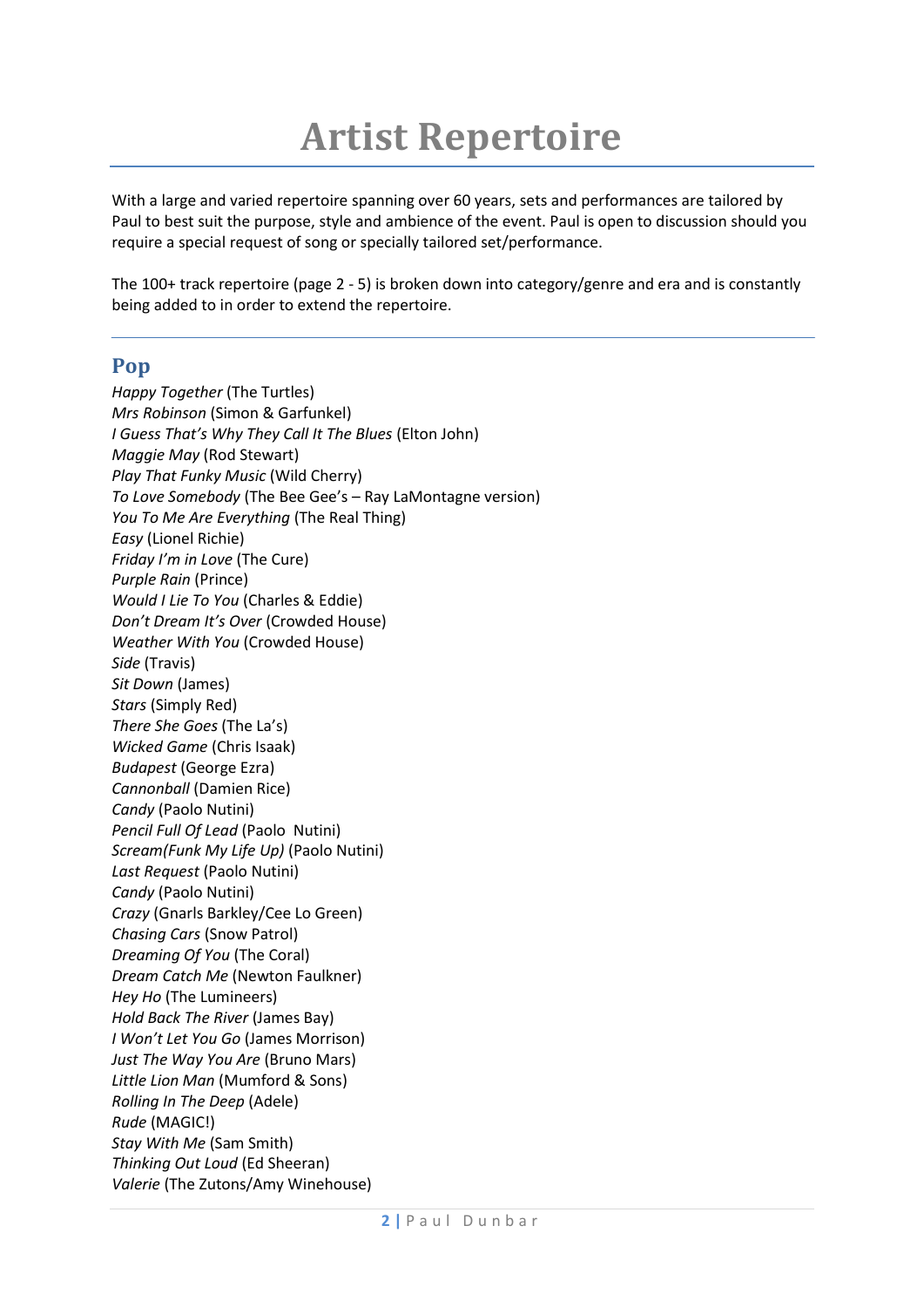# Artist Repertoire

With a large and varied repertoire spanning over 60 years, sets and performances are tailored by Paul to best suit the purpose, style and ambience of the event. Paul is open to discussion should you require a special request of song or specially tailored set/performance.

The 100+ track repertoire (page 2 - 5) is broken down into category/genre and era and is constantly being added to in order to extend the repertoire.

---

## Pop

*Happy Together* (The Turtles)
*Mrs Robinson* (Simon & Garfunkel)
*I Guess That's Why They Call It The Blues* (Elton John)
*Maggie May* (Rod Stewart)
*Play That Funky Music* (Wild Cherry)
*To Love Somebody* (The Bee Gee's – Ray LaMontagne version)
*You To Me Are Everything* (The Real Thing)
*Easy* (Lionel Richie)
*Friday I'm in Love* (The Cure)
*Purple Rain* (Prince)
*Would I Lie To You* (Charles & Eddie)
*Don't Dream It's Over* (Crowded House)
*Weather With You* (Crowded House)
*Side* (Travis)
*Sit Down* (James)
*Stars* (Simply Red)
*There She Goes* (The La's)
*Wicked Game* (Chris Isaak)
*Budapest* (George Ezra)
*Cannonball* (Damien Rice)
*Candy* (Paolo Nutini)
*Pencil Full Of Lead* (Paolo Nutini)
*Scream(Funk My Life Up)* (Paolo Nutini)
*Last Request* (Paolo Nutini)
*Candy* (Paolo Nutini)
*Crazy* (Gnarls Barkley/Cee Lo Green)
*Chasing Cars* (Snow Patrol)
*Dreaming Of You* (The Coral)
*Dream Catch Me* (Newton Faulkner)
*Hey Ho* (The Lumineers)
*Hold Back The River* (James Bay)
*I Won't Let You Go* (James Morrison)
*Just The Way You Are* (Bruno Mars)
*Little Lion Man* (Mumford & Sons)
*Rolling In The Deep* (Adele)
*Rude* (MAGIC!)
*Stay With Me* (Sam Smith)
*Thinking Out Loud* (Ed Sheeran)
*Valerie* (The Zutons/Amy Winehouse)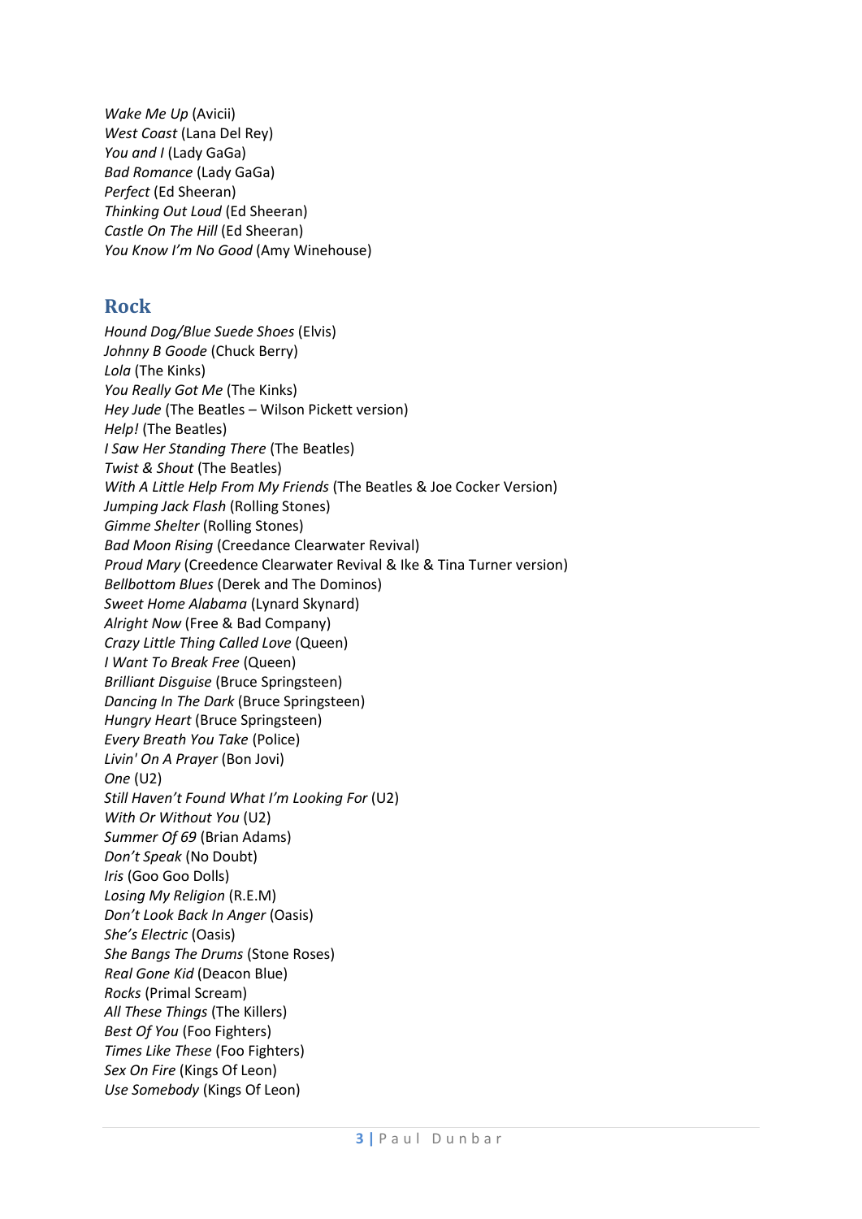*Wake Me Up* (Avicii)
*West Coast* (Lana Del Rey)
*You and I* (Lady GaGa)
*Bad Romance* (Lady GaGa)
*Perfect* (Ed Sheeran)
*Thinking Out Loud* (Ed Sheeran)
*Castle On The Hill* (Ed Sheeran)
*You Know I'm No Good* (Amy Winehouse)

## Rock

*Hound Dog/Blue Suede Shoes* (Elvis)
*Johnny B Goode* (Chuck Berry)
*Lola* (The Kinks)
*You Really Got Me* (The Kinks)
*Hey Jude* (The Beatles – Wilson Pickett version)
*Help!* (The Beatles)
*I Saw Her Standing There* (The Beatles)
*Twist & Shout* (The Beatles)
*With A Little Help From My Friends* (The Beatles & Joe Cocker Version)
*Jumping Jack Flash* (Rolling Stones)
*Gimme Shelter* (Rolling Stones)
*Bad Moon Rising* (Creedance Clearwater Revival)
*Proud Mary* (Creedence Clearwater Revival & Ike & Tina Turner version)
*Bellbottom Blues* (Derek and The Dominos)
*Sweet Home Alabama* (Lynard Skynard)
*Alright Now* (Free & Bad Company)
*Crazy Little Thing Called Love* (Queen)
*I Want To Break Free* (Queen)
*Brilliant Disguise* (Bruce Springsteen)
*Dancing In The Dark* (Bruce Springsteen)
*Hungry Heart* (Bruce Springsteen)
*Every Breath You Take* (Police)
*Livin' On A Prayer* (Bon Jovi)
*One* (U2)
*Still Haven't Found What I'm Looking For* (U2)
*With Or Without You* (U2)
*Summer Of 69* (Brian Adams)
*Don't Speak* (No Doubt)
*Iris* (Goo Goo Dolls)
*Losing My Religion* (R.E.M)
*Don't Look Back In Anger* (Oasis)
*She's Electric* (Oasis)
*She Bangs The Drums* (Stone Roses)
*Real Gone Kid* (Deacon Blue)
*Rocks* (Primal Scream)
*All These Things* (The Killers)
*Best Of You* (Foo Fighters)
*Times Like These* (Foo Fighters)
*Sex On Fire* (Kings Of Leon)
*Use Somebody* (Kings Of Leon)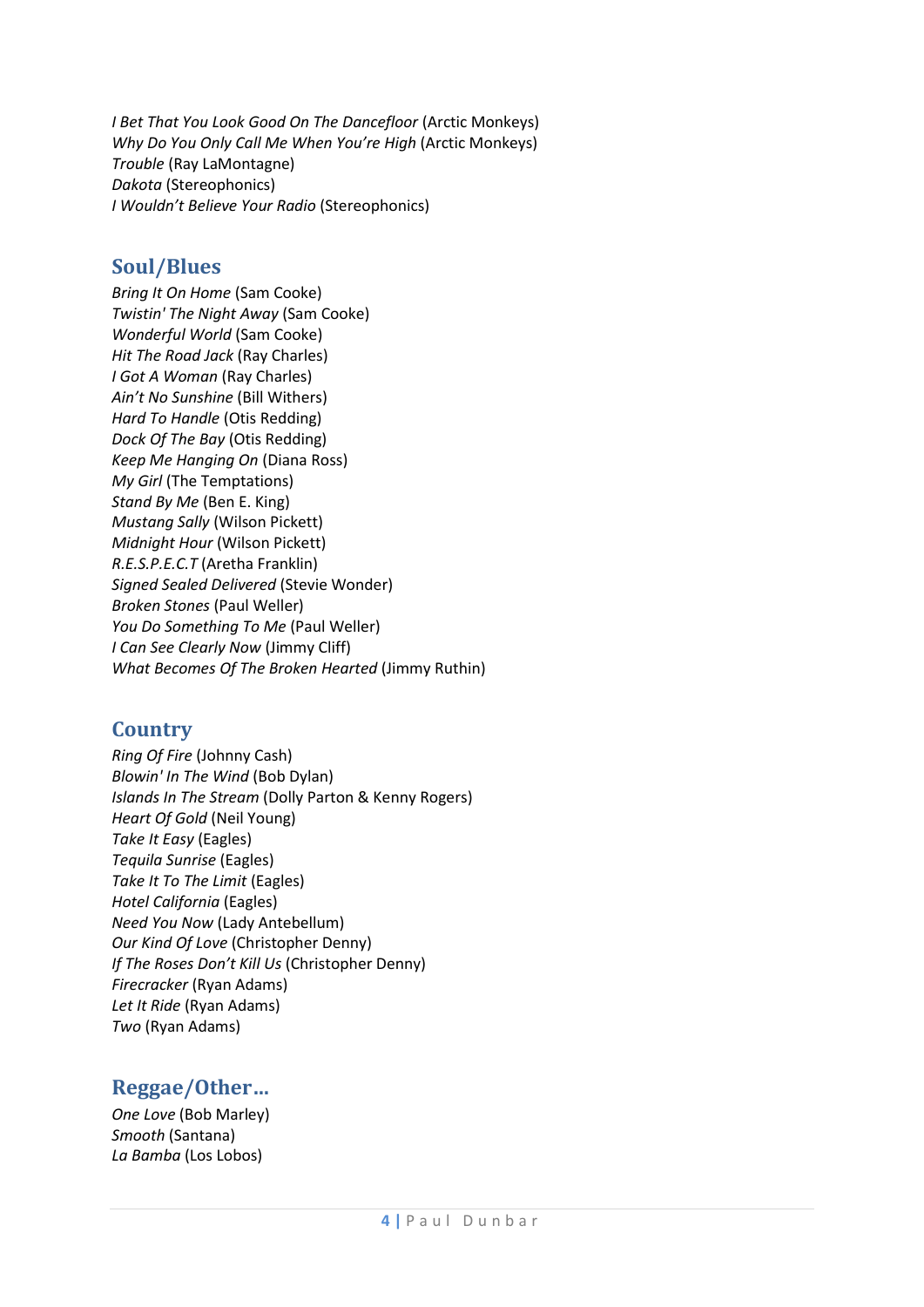*I Bet That You Look Good On The Dancefloor* (Arctic Monkeys)
*Why Do You Only Call Me When You're High* (Arctic Monkeys)
*Trouble* (Ray LaMontagne)
*Dakota* (Stereophonics)
*I Wouldn't Believe Your Radio* (Stereophonics)

## Soul/Blues

*Bring It On Home* (Sam Cooke)
*Twistin' The Night Away* (Sam Cooke)
*Wonderful World* (Sam Cooke)
*Hit The Road Jack* (Ray Charles)
*I Got A Woman* (Ray Charles)
*Ain't No Sunshine* (Bill Withers)
*Hard To Handle* (Otis Redding)
*Dock Of The Bay* (Otis Redding)
*Keep Me Hanging On* (Diana Ross)
*My Girl* (The Temptations)
*Stand By Me* (Ben E. King)
*Mustang Sally* (Wilson Pickett)
*Midnight Hour* (Wilson Pickett)
*R.E.S.P.E.C.T* (Aretha Franklin)
*Signed Sealed Delivered* (Stevie Wonder)
*Broken Stones* (Paul Weller)
*You Do Something To Me* (Paul Weller)
*I Can See Clearly Now* (Jimmy Cliff)
*What Becomes Of The Broken Hearted* (Jimmy Ruthin)

## Country

*Ring Of Fire* (Johnny Cash)
*Blowin' In The Wind* (Bob Dylan)
*Islands In The Stream* (Dolly Parton & Kenny Rogers)
*Heart Of Gold* (Neil Young)
*Take It Easy* (Eagles)
*Tequila Sunrise* (Eagles)
*Take It To The Limit* (Eagles)
*Hotel California* (Eagles)
*Need You Now* (Lady Antebellum)
*Our Kind Of Love* (Christopher Denny)
*If The Roses Don't Kill Us* (Christopher Denny)
*Firecracker* (Ryan Adams)
*Let It Ride* (Ryan Adams)
*Two* (Ryan Adams)

## Reggae/Other…

*One Love* (Bob Marley)
*Smooth* (Santana)
*La Bamba* (Los Lobos)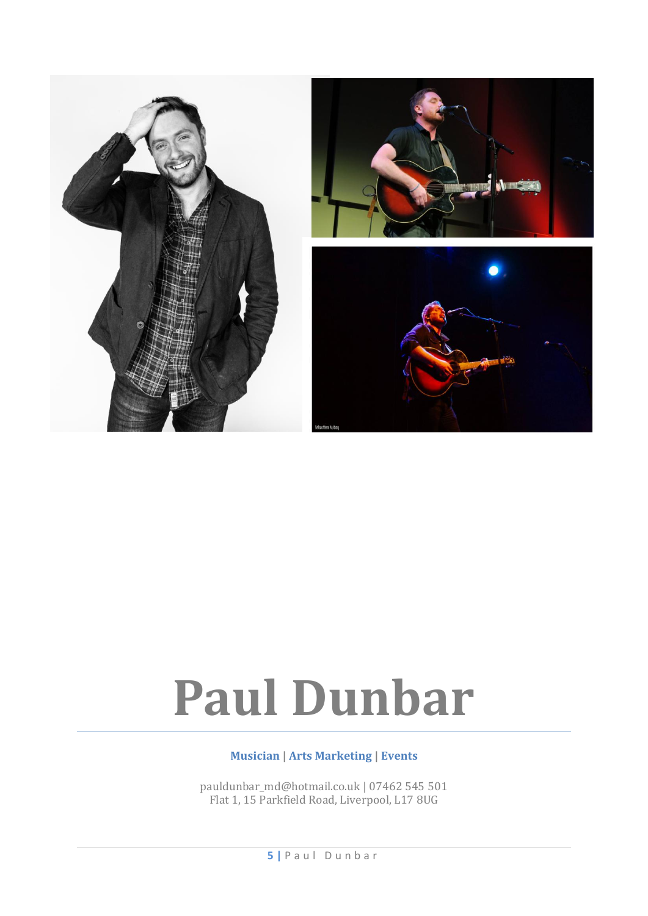# Paul Dunbar

**Musician | Arts Marketing | Events**

pauldunbar_md@hotmail.co.uk | 07462 545 501
Flat 1, 15 Parkfield Road, Liverpool, L17 8UG